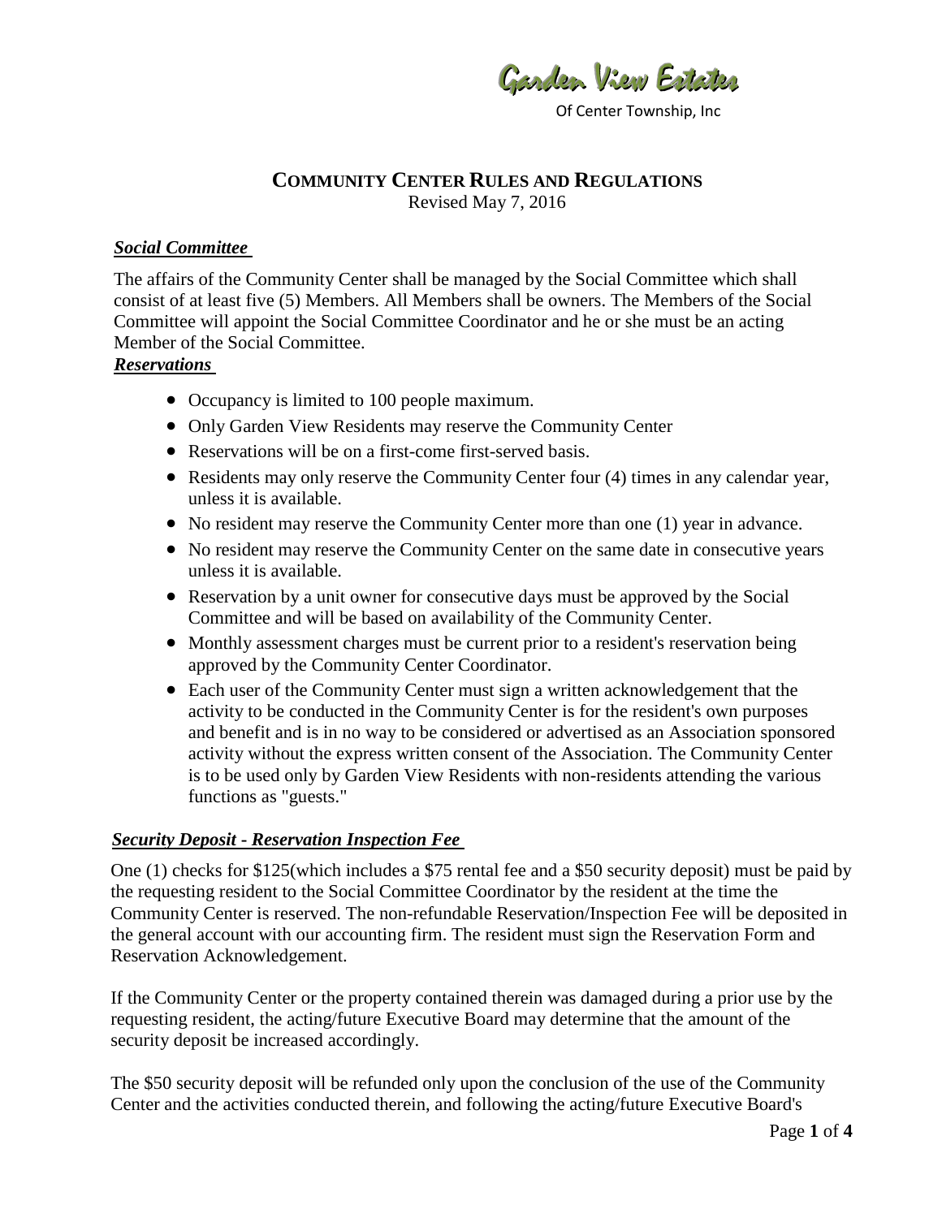Garden View Estates

Of Center Township, Inc

# COMMUNITY CENTER RULES AND REGULATIONS

Revised May 7, 2016

***Social Committee***

The affairs of the Community Center shall be managed by the Social Committee which shall consist of at least five (5) Members. All Members shall be owners. The Members of the Social Committee will appoint the Social Committee Coordinator and he or she must be an acting Member of the Social Committee.

***Reservations***

- Occupancy is limited to 100 people maximum.
- Only Garden View Residents may reserve the Community Center
- Reservations will be on a first-come first-served basis.
- Residents may only reserve the Community Center four (4) times in any calendar year, unless it is available.
- No resident may reserve the Community Center more than one (1) year in advance.
- No resident may reserve the Community Center on the same date in consecutive years unless it is available.
- Reservation by a unit owner for consecutive days must be approved by the Social Committee and will be based on availability of the Community Center.
- Monthly assessment charges must be current prior to a resident's reservation being approved by the Community Center Coordinator.
- Each user of the Community Center must sign a written acknowledgement that the activity to be conducted in the Community Center is for the resident's own purposes and benefit and is in no way to be considered or advertised as an Association sponsored activity without the express written consent of the Association. The Community Center is to be used only by Garden View Residents with non-residents attending the various functions as "guests."

***Security Deposit - Reservation Inspection Fee***

One (1) checks for $125(which includes a $75 rental fee and a $50 security deposit) must be paid by the requesting resident to the Social Committee Coordinator by the resident at the time the Community Center is reserved. The non-refundable Reservation/Inspection Fee will be deposited in the general account with our accounting firm. The resident must sign the Reservation Form and Reservation Acknowledgement.

If the Community Center or the property contained therein was damaged during a prior use by the requesting resident, the acting/future Executive Board may determine that the amount of the security deposit be increased accordingly.

The $50 security deposit will be refunded only upon the conclusion of the use of the Community Center and the activities conducted therein, and following the acting/future Executive Board's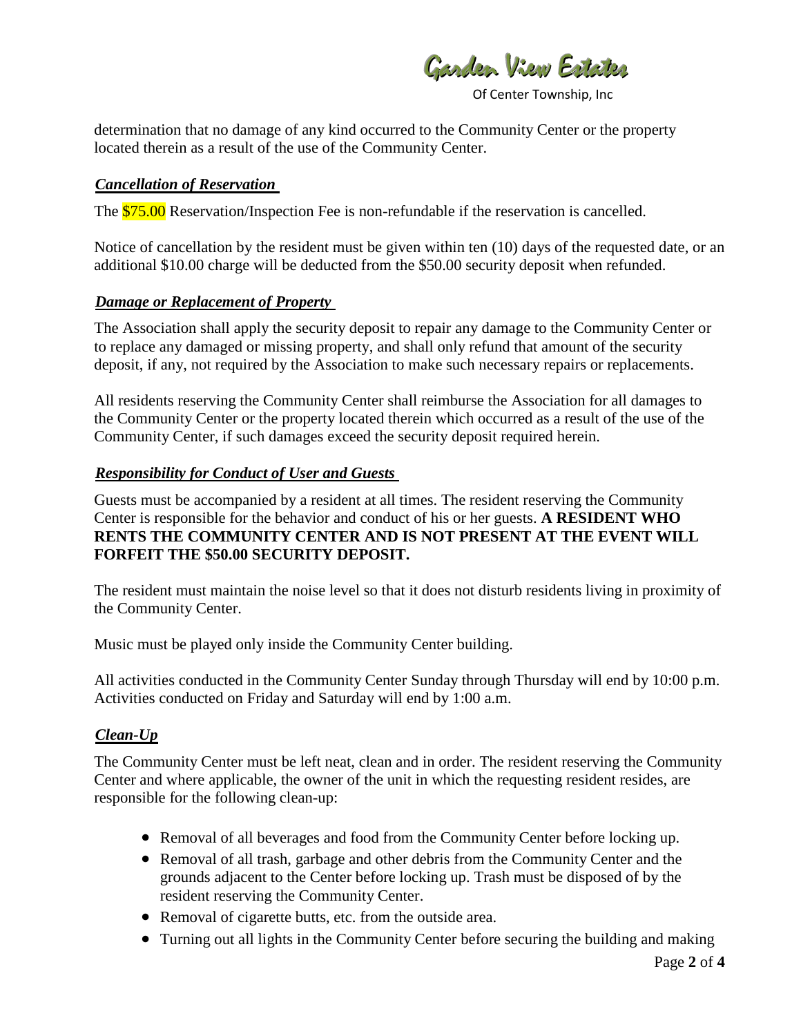determination that no damage of any kind occurred to the Community Center or the property located therein as a result of the use of the Community Center.

### ***Cancellation of Reservation***

The $75.00 Reservation/Inspection Fee is non-refundable if the reservation is cancelled.

Notice of cancellation by the resident must be given within ten (10) days of the requested date, or an additional $10.00 charge will be deducted from the $50.00 security deposit when refunded.

### ***Damage or Replacement of Property***

The Association shall apply the security deposit to repair any damage to the Community Center or to replace any damaged or missing property, and shall only refund that amount of the security deposit, if any, not required by the Association to make such necessary repairs or replacements.

All residents reserving the Community Center shall reimburse the Association for all damages to the Community Center or the property located therein which occurred as a result of the use of the Community Center, if such damages exceed the security deposit required herein.

### ***Responsibility for Conduct of User and Guests***

Guests must be accompanied by a resident at all times. The resident reserving the Community Center is responsible for the behavior and conduct of his or her guests. **A RESIDENT WHO RENTS THE COMMUNITY CENTER AND IS NOT PRESENT AT THE EVENT WILL FORFEIT THE $50.00 SECURITY DEPOSIT.**

The resident must maintain the noise level so that it does not disturb residents living in proximity of the Community Center.

Music must be played only inside the Community Center building.

All activities conducted in the Community Center Sunday through Thursday will end by 10:00 p.m. Activities conducted on Friday and Saturday will end by 1:00 a.m.

### ***Clean-Up***

The Community Center must be left neat, clean and in order. The resident reserving the Community Center and where applicable, the owner of the unit in which the requesting resident resides, are responsible for the following clean-up:

- Removal of all beverages and food from the Community Center before locking up.
- Removal of all trash, garbage and other debris from the Community Center and the grounds adjacent to the Center before locking up. Trash must be disposed of by the resident reserving the Community Center.
- Removal of cigarette butts, etc. from the outside area.
- Turning out all lights in the Community Center before securing the building and making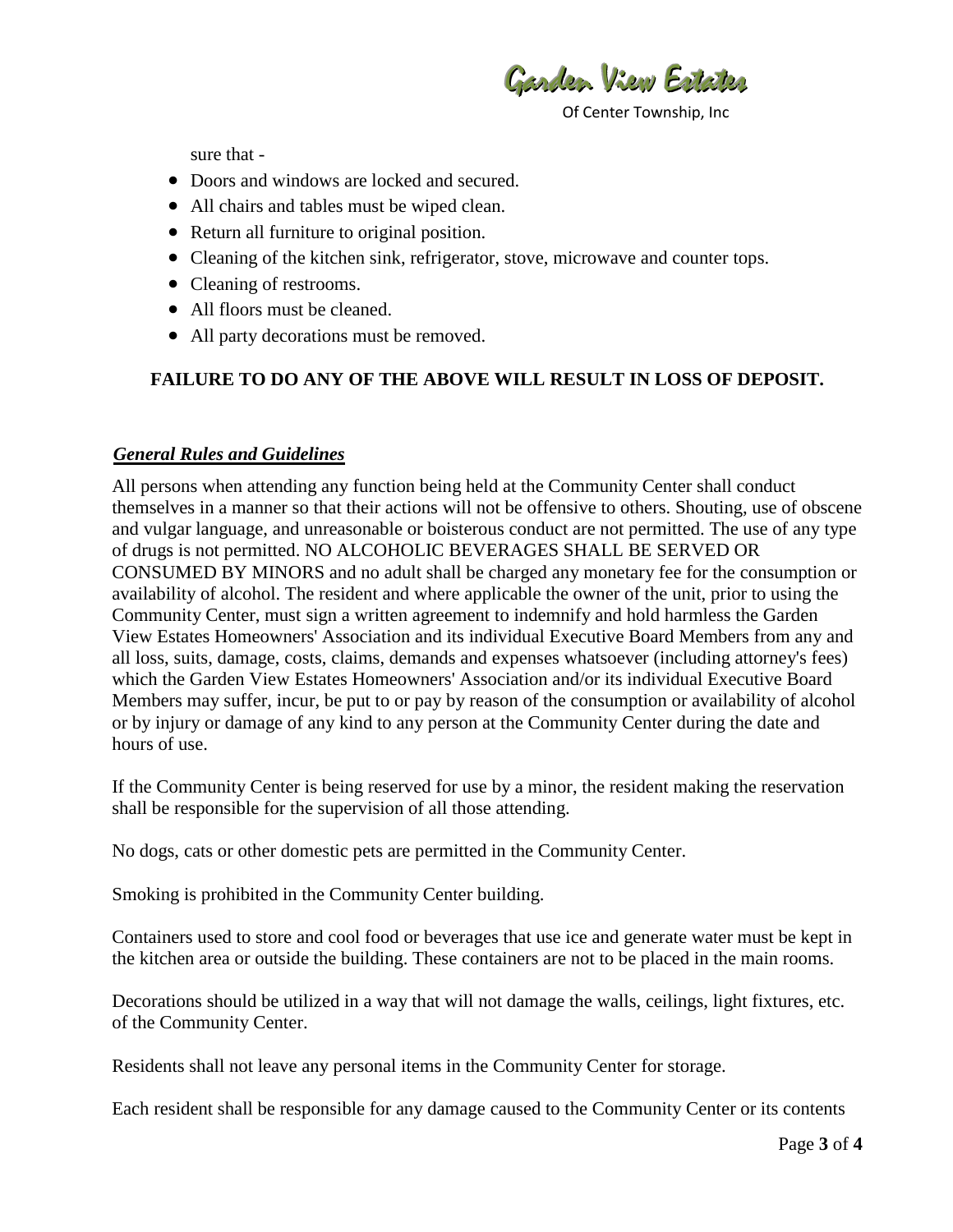sure that -

- Doors and windows are locked and secured.
- All chairs and tables must be wiped clean.
- Return all furniture to original position.
- Cleaning of the kitchen sink, refrigerator, stove, microwave and counter tops.
- Cleaning of restrooms.
- All floors must be cleaned.
- All party decorations must be removed.

**FAILURE TO DO ANY OF THE ABOVE WILL RESULT IN LOSS OF DEPOSIT.**

### ***General Rules and Guidelines***

All persons when attending any function being held at the Community Center shall conduct themselves in a manner so that their actions will not be offensive to others. Shouting, use of obscene and vulgar language, and unreasonable or boisterous conduct are not permitted. The use of any type of drugs is not permitted. NO ALCOHOLIC BEVERAGES SHALL BE SERVED OR CONSUMED BY MINORS and no adult shall be charged any monetary fee for the consumption or availability of alcohol. The resident and where applicable the owner of the unit, prior to using the Community Center, must sign a written agreement to indemnify and hold harmless the Garden View Estates Homeowners' Association and its individual Executive Board Members from any and all loss, suits, damage, costs, claims, demands and expenses whatsoever (including attorney's fees) which the Garden View Estates Homeowners' Association and/or its individual Executive Board Members may suffer, incur, be put to or pay by reason of the consumption or availability of alcohol or by injury or damage of any kind to any person at the Community Center during the date and hours of use.

If the Community Center is being reserved for use by a minor, the resident making the reservation shall be responsible for the supervision of all those attending.

No dogs, cats or other domestic pets are permitted in the Community Center.

Smoking is prohibited in the Community Center building.

Containers used to store and cool food or beverages that use ice and generate water must be kept in the kitchen area or outside the building. These containers are not to be placed in the main rooms.

Decorations should be utilized in a way that will not damage the walls, ceilings, light fixtures, etc. of the Community Center.

Residents shall not leave any personal items in the Community Center for storage.

Each resident shall be responsible for any damage caused to the Community Center or its contents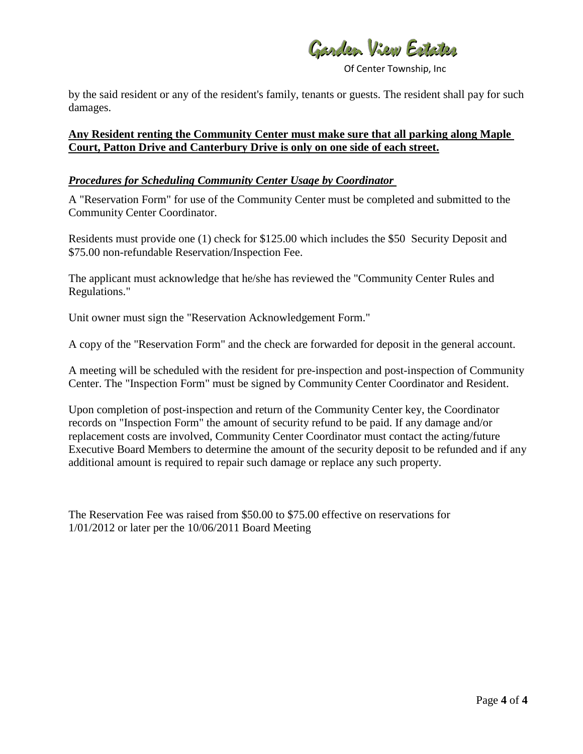by the said resident or any of the resident's family, tenants or guests. The resident shall pay for such damages.

**Any Resident renting the Community Center must make sure that all parking along Maple Court, Patton Drive and Canterbury Drive is only on one side of each street.**

### ***Procedures for Scheduling Community Center Usage by Coordinator***

A "Reservation Form" for use of the Community Center must be completed and submitted to the Community Center Coordinator.

Residents must provide one (1) check for $125.00 which includes the $50 Security Deposit and $75.00 non-refundable Reservation/Inspection Fee.

The applicant must acknowledge that he/she has reviewed the "Community Center Rules and Regulations."

Unit owner must sign the "Reservation Acknowledgement Form."

A copy of the "Reservation Form" and the check are forwarded for deposit in the general account.

A meeting will be scheduled with the resident for pre-inspection and post-inspection of Community Center. The "Inspection Form" must be signed by Community Center Coordinator and Resident.

Upon completion of post-inspection and return of the Community Center key, the Coordinator records on "Inspection Form" the amount of security refund to be paid. If any damage and/or replacement costs are involved, Community Center Coordinator must contact the acting/future Executive Board Members to determine the amount of the security deposit to be refunded and if any additional amount is required to repair such damage or replace any such property.

The Reservation Fee was raised from $50.00 to $75.00 effective on reservations for 1/01/2012 or later per the 10/06/2011 Board Meeting